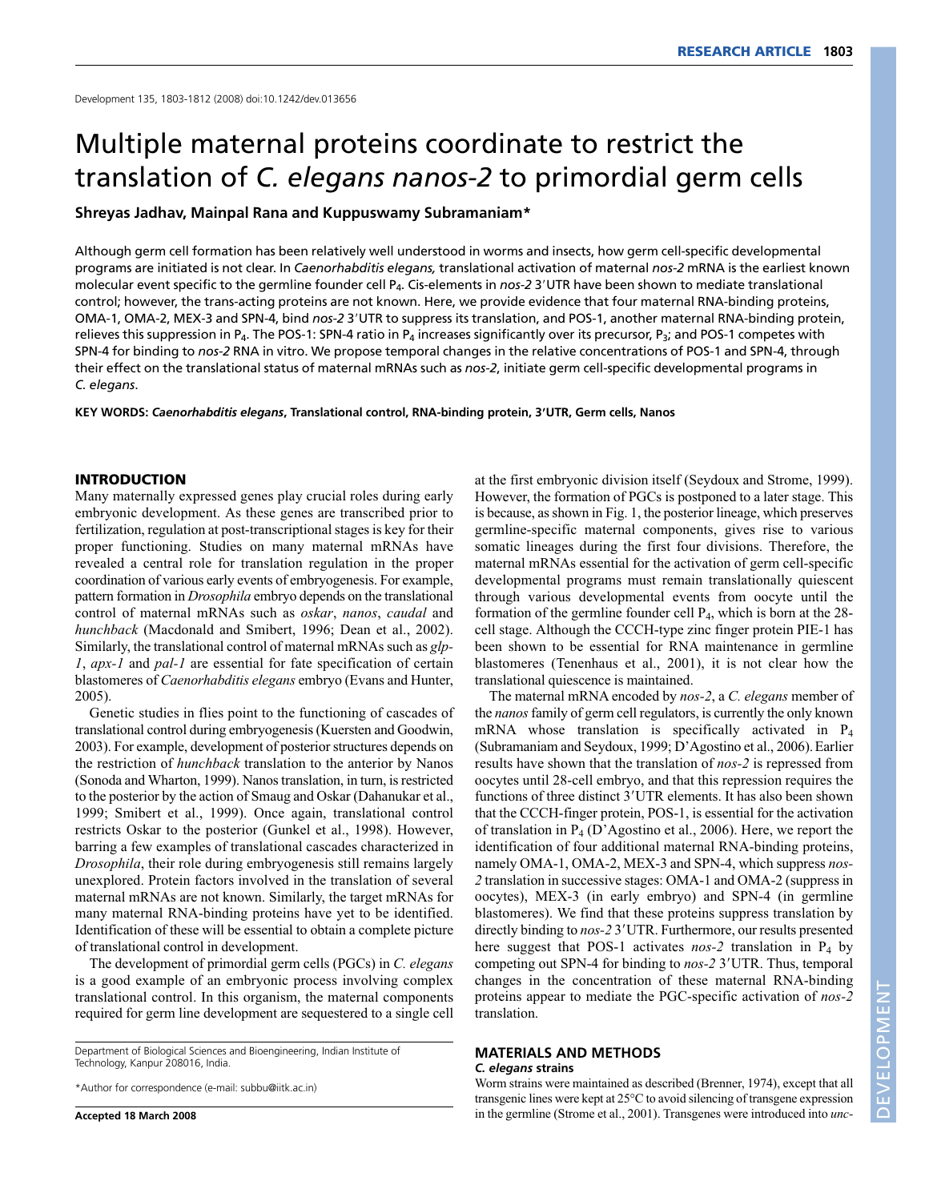# Multiple maternal proteins coordinate to restrict the translation of *C. elegans nanos-2* to primordial germ cells

**Shreyas Jadhav, Mainpal Rana and Kuppuswamy Subramaniam***

Although germ cell formation has been relatively well understood in worms and insects, how germ cell-specific developmental programs are initiated is not clear. In *Caenorhabditis elegans,* translational activation of maternal *nos-2* mRNA is the earliest known molecular event specific to the germline founder cell $P_4$. Cis-elements in *nos-2* 3′UTR have been shown to mediate translational control; however, the trans-acting proteins are not known. Here, we provide evidence that four maternal RNA-binding proteins, OMA-1, OMA-2, MEX-3 and SPN-4, bind *nos-2* 3′UTR to suppress its translation, and POS-1, another maternal RNA-binding protein, relieves this suppression in $P_4$. The POS-1: SPN-4 ratio in $P_4$ increases significantly over its precursor, $P_3$; and POS-1 competes with SPN-4 for binding to *nos-2* RNA in vitro. We propose temporal changes in the relative concentrations of POS-1 and SPN-4, through their effect on the translational status of maternal mRNAs such as *nos-2*, initiate germ cell-specific developmental programs in *C. elegans*.

**KEY WORDS: *Caenorhabditis elegans*, Translational control, RNA-binding protein, 3′UTR, Germ cells, Nanos**

## INTRODUCTION

Many maternally expressed genes play crucial roles during early embryonic development. As these genes are transcribed prior to fertilization, regulation at post-transcriptional stages is key for their proper functioning. Studies on many maternal mRNAs have revealed a central role for translation regulation in the proper coordination of various early events of embryogenesis. For example, pattern formation in *Drosophila* embryo depends on the translational control of maternal mRNAs such as *oskar*, *nanos*, *caudal* and *hunchback* (Macdonald and Smibert, 1996; Dean et al., 2002). Similarly, the translational control of maternal mRNAs such as *glp-1*, *apx-1* and *pal-1* are essential for fate specification of certain blastomeres of *Caenorhabditis elegans* embryo (Evans and Hunter, 2005).

Genetic studies in flies point to the functioning of cascades of translational control during embryogenesis (Kuersten and Goodwin, 2003). For example, development of posterior structures depends on the restriction of *hunchback* translation to the anterior by Nanos (Sonoda and Wharton, 1999). Nanos translation, in turn, is restricted to the posterior by the action of Smaug and Oskar (Dahanukar et al., 1999; Smibert et al., 1999). Once again, translational control restricts Oskar to the posterior (Gunkel et al., 1998). However, barring a few examples of translational cascades characterized in *Drosophila*, their role during embryogenesis still remains largely unexplored. Protein factors involved in the translation of several maternal mRNAs are not known. Similarly, the target mRNAs for many maternal RNA-binding proteins have yet to be identified. Identification of these will be essential to obtain a complete picture of translational control in development.

The development of primordial germ cells (PGCs) in *C. elegans* is a good example of an embryonic process involving complex translational control. In this organism, the maternal components required for germ line development are sequestered to a single cell at the first embryonic division itself (Seydoux and Strome, 1999). However, the formation of PGCs is postponed to a later stage. This is because, as shown in Fig. 1, the posterior lineage, which preserves germline-specific maternal components, gives rise to various somatic lineages during the first four divisions. Therefore, the maternal mRNAs essential for the activation of germ cell-specific developmental programs must remain translationally quiescent through various developmental events from oocyte until the formation of the germline founder cell $P_4$, which is born at the 28-cell stage. Although the CCCH-type zinc finger protein PIE-1 has been shown to be essential for RNA maintenance in germline blastomeres (Tenenhaus et al., 2001), it is not clear how the translational quiescence is maintained.

The maternal mRNA encoded by *nos-2*, a *C. elegans* member of the *nanos* family of germ cell regulators, is currently the only known mRNA whose translation is specifically activated in $P_4$ (Subramaniam and Seydoux, 1999; D'Agostino et al., 2006). Earlier results have shown that the translation of *nos-2* is repressed from oocytes until 28-cell embryo, and that this repression requires the functions of three distinct 3′UTR elements. It has also been shown that the CCCH-finger protein, POS-1, is essential for the activation of translation in $P_4$ (D'Agostino et al., 2006). Here, we report the identification of four additional maternal RNA-binding proteins, namely OMA-1, OMA-2, MEX-3 and SPN-4, which suppress *nos-2* translation in successive stages: OMA-1 and OMA-2 (suppress in oocytes), MEX-3 (in early embryo) and SPN-4 (in germline blastomeres). We find that these proteins suppress translation by directly binding to *nos-2* 3′UTR. Furthermore, our results presented here suggest that POS-1 activates *nos-2* translation in $P_4$ by competing out SPN-4 for binding to *nos-2* 3′UTR. Thus, temporal changes in the concentration of these maternal RNA-binding proteins appear to mediate the PGC-specific activation of *nos-2* translation.

## MATERIALS AND METHODS

### *C. elegans* strains

Worm strains were maintained as described (Brenner, 1974), except that all transgenic lines were kept at 25°C to avoid silencing of transgene expression in the germline (Strome et al., 2001). Transgenes were introduced into *unc-*

Department of Biological Sciences and Bioengineering, Indian Institute of Technology, Kanpur 208016, India.

*Author for correspondence (e-mail: subbu@iitk.ac.in)

**Accepted 18 March 2008**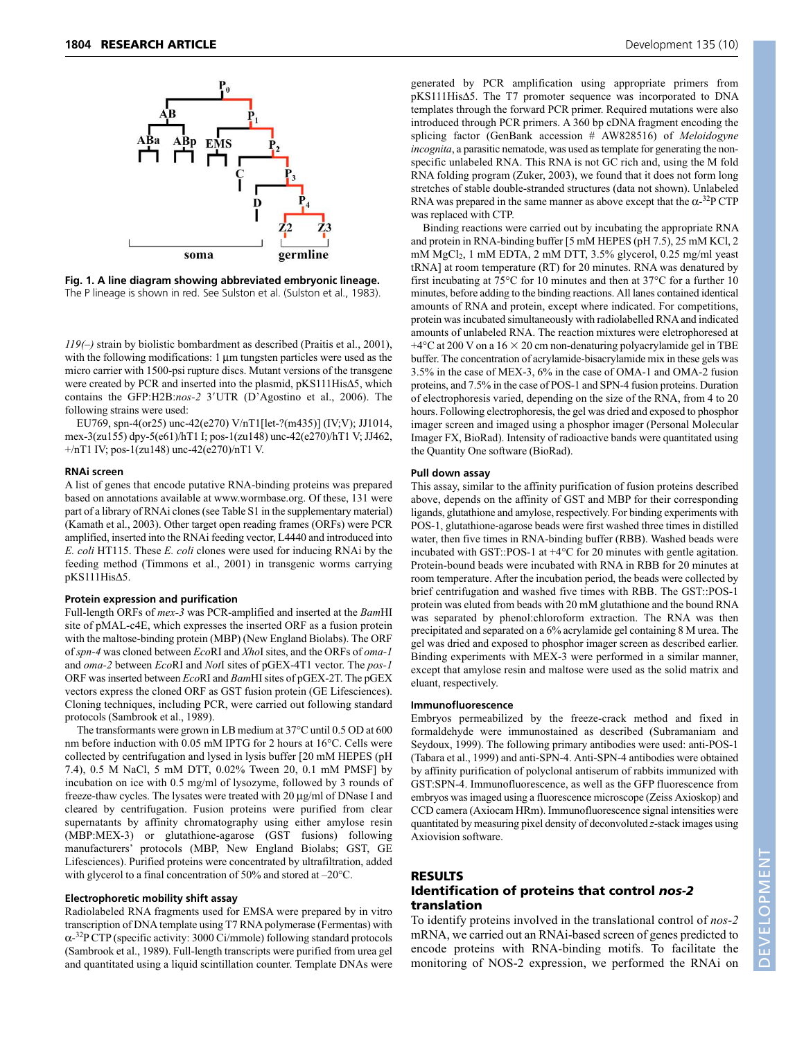P0

AB

P1

ABa ABp EMS

P2

C

P3

D

P4

Z2 Z3

soma germline

**Fig. 1. A line diagram showing abbreviated embryonic lineage.** The P lineage is shown in red. See Sulston et al. (Sulston et al., 1983).

*119(–)* strain by biolistic bombardment as described (Praitis et al., 2001), with the following modifications: 1 μm tungsten particles were used as the micro carrier with 1500-psi rupture discs. Mutant versions of the transgene were created by PCR and inserted into the plasmid, pKS111HisΔ5, which contains the GFP:H2B:*nos-2* 3′UTR (D'Agostino et al., 2006). The following strains were used:

EU769, spn-4(or25) unc-42(e270) V/nT1[let-?(m435)] (IV;V); JJ1014, mex-3(zu155) dpy-5(e61)/hT1 I; pos-1(zu148) unc-42(e270)/hT1 V; JJ462, +/nT1 IV; pos-1(zu148) unc-42(e270)/nT1 V.

### RNAi screen

A list of genes that encode putative RNA-binding proteins was prepared based on annotations available at www.wormbase.org. Of these, 131 were part of a library of RNAi clones (see Table S1 in the supplementary material) (Kamath et al., 2003). Other target open reading frames (ORFs) were PCR amplified, inserted into the RNAi feeding vector, L4440 and introduced into *E. coli* HT115. These *E. coli* clones were used for inducing RNAi by the feeding method (Timmons et al., 2001) in transgenic worms carrying pKS111HisΔ5.

### Protein expression and purification

Full-length ORFs of *mex-3* was PCR-amplified and inserted at the *Bam*HI site of pMAL-c4E, which expresses the inserted ORF as a fusion protein with the maltose-binding protein (MBP) (New England Biolabs). The ORF of *spn-4* was cloned between *Eco*RI and *Xho*I sites, and the ORFs of *oma-1* and *oma-2* between *Eco*RI and *Not*I sites of pGEX-4T1 vector. The *pos-1* ORF was inserted between *Eco*RI and *Bam*HI sites of pGEX-2T. The pGEX vectors express the cloned ORF as GST fusion protein (GE Lifesciences). Cloning techniques, including PCR, were carried out following standard protocols (Sambrook et al., 1989).

The transformants were grown in LB medium at 37°C until 0.5 OD at 600 nm before induction with 0.05 mM IPTG for 2 hours at 16°C. Cells were collected by centrifugation and lysed in lysis buffer [20 mM HEPES (pH 7.4), 0.5 M NaCl, 5 mM DTT, 0.02% Tween 20, 0.1 mM PMSF] by incubation on ice with 0.5 mg/ml of lysozyme, followed by 3 rounds of freeze-thaw cycles. The lysates were treated with 20 μg/ml of DNase I and cleared by centrifugation. Fusion proteins were purified from clear supernatants by affinity chromatography using either amylose resin (MBP:MEX-3) or glutathione-agarose (GST fusions) following manufacturers' protocols (MBP, New England Biolabs; GST, GE Lifesciences). Purified proteins were concentrated by ultrafiltration, added with glycerol to a final concentration of 50% and stored at –20°C.

### Electrophoretic mobility shift assay

Radiolabeled RNA fragments used for EMSA were prepared by in vitro transcription of DNA template using T7 RNA polymerase (Fermentas) with α-$^{32}$P CTP (specific activity: 3000 Ci/mmole) following standard protocols (Sambrook et al., 1989). Full-length transcripts were purified from urea gel and quantitated using a liquid scintillation counter. Template DNAs were generated by PCR amplification using appropriate primers from pKS111HisΔ5. The T7 promoter sequence was incorporated to DNA templates through the forward PCR primer. Required mutations were also introduced through PCR primers. A 360 bp cDNA fragment encoding the splicing factor (GenBank accession # AW828516) of *Meloidogyne incognita*, a parasitic nematode, was used as template for generating the non-specific unlabeled RNA. This RNA is not GC rich and, using the M fold RNA folding program (Zuker, 2003), we found that it does not form long stretches of stable double-stranded structures (data not shown). Unlabeled RNA was prepared in the same manner as above except that the α-$^{32}$P CTP was replaced with CTP.

Binding reactions were carried out by incubating the appropriate RNA and protein in RNA-binding buffer [5 mM HEPES (pH 7.5), 25 mM KCl, 2 mM $MgCl_2$, 1 mM EDTA, 2 mM DTT, 3.5% glycerol, 0.25 mg/ml yeast tRNA] at room temperature (RT) for 20 minutes. RNA was denatured by first incubating at 75°C for 10 minutes and then at 37°C for a further 10 minutes, before adding to the binding reactions. All lanes contained identical amounts of RNA and protein, except where indicated. For competitions, protein was incubated simultaneously with radiolabelled RNA and indicated amounts of unlabeled RNA. The reaction mixtures were eletrophoresed at +4°C at 200 V on a 16 × 20 cm non-denaturing polyacrylamide gel in TBE buffer. The concentration of acrylamide-bisacrylamide mix in these gels was 3.5% in the case of MEX-3, 6% in the case of OMA-1 and OMA-2 fusion proteins, and 7.5% in the case of POS-1 and SPN-4 fusion proteins. Duration of electrophoresis varied, depending on the size of the RNA, from 4 to 20 hours. Following electrophoresis, the gel was dried and exposed to phosphor imager screen and imaged using a phosphor imager (Personal Molecular Imager FX, BioRad). Intensity of radioactive bands were quantitated using the Quantity One software (BioRad).

### Pull down assay

This assay, similar to the affinity purification of fusion proteins described above, depends on the affinity of GST and MBP for their corresponding ligands, glutathione and amylose, respectively. For binding experiments with POS-1, glutathione-agarose beads were first washed three times in distilled water, then five times in RNA-binding buffer (RBB). Washed beads were incubated with GST::POS-1 at +4°C for 20 minutes with gentle agitation. Protein-bound beads were incubated with RNA in RBB for 20 minutes at room temperature. After the incubation period, the beads were collected by brief centrifugation and washed five times with RBB. The GST::POS-1 protein was eluted from beads with 20 mM glutathione and the bound RNA was separated by phenol:chloroform extraction. The RNA was then precipitated and separated on a 6% acrylamide gel containing 8 M urea. The gel was dried and exposed to phosphor imager screen as described earlier. Binding experiments with MEX-3 were performed in a similar manner, except that amylose resin and maltose were used as the solid matrix and eluant, respectively.

### Immunofluorescence

Embryos permeabilized by the freeze-crack method and fixed in formaldehyde were immunostained as described (Subramaniam and Seydoux, 1999). The following primary antibodies were used: anti-POS-1 (Tabara et al., 1999) and anti-SPN-4. Anti-SPN-4 antibodies were obtained by affinity purification of polyclonal antiserum of rabbits immunized with GST:SPN-4. Immunofluorescence, as well as the GFP fluorescence from embryos was imaged using a fluorescence microscope (Zeiss Axioskop) and CCD camera (Axiocam HRm). Immunofluorescence signal intensities were quantitated by measuring pixel density of deconvoluted *z*-stack images using Axiovision software.

## RESULTS

### Identification of proteins that control *nos-2* translation

To identify proteins involved in the translational control of *nos-2* mRNA, we carried out an RNAi-based screen of genes predicted to encode proteins with RNA-binding motifs. To facilitate the monitoring of NOS-2 expression, we performed the RNAi on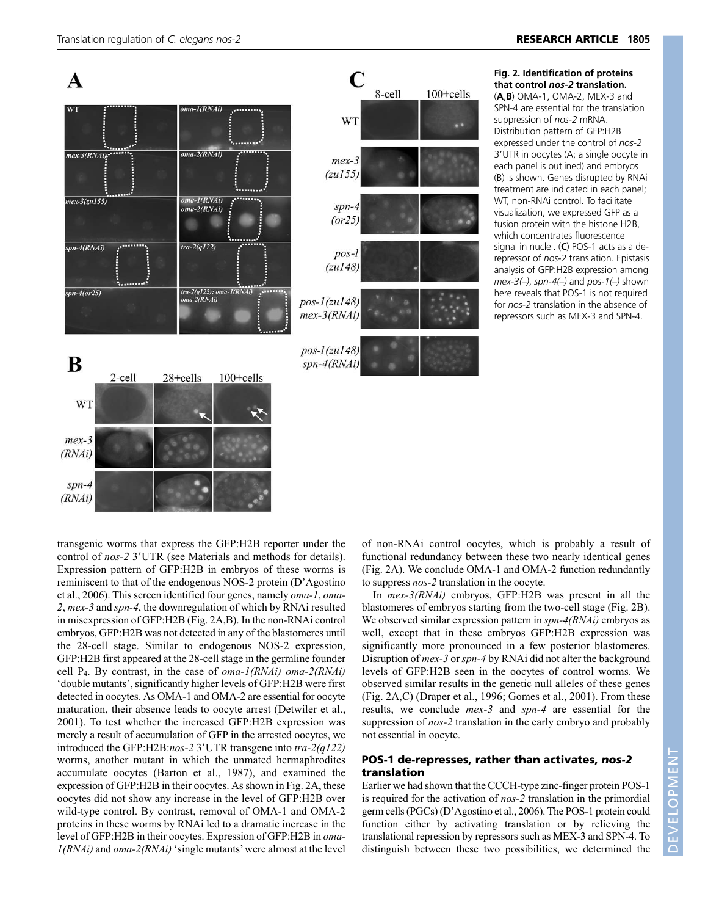**Fig. 2. Identification of proteins that control *nos-2* translation.** (**A**,**B**) OMA-1, OMA-2, MEX-3 and SPN-4 are essential for the translation suppression of *nos-2* mRNA. Distribution pattern of GFP:H2B expressed under the control of *nos-2* 3′UTR in oocytes (A; a single oocyte in each panel is outlined) and embryos (B) is shown. Genes disrupted by RNAi treatment are indicated in each panel; WT, non-RNAi control. To facilitate visualization, we expressed GFP as a fusion protein with the histone H2B, which concentrates fluorescence signal in nuclei. (**C**) POS-1 acts as a de-repressor of *nos-2* translation. Epistasis analysis of GFP:H2B expression among *mex-3(–)*, *spn-4(–)* and *pos-1(–)* shown here reveals that POS-1 is not required for *nos-2* translation in the absence of repressors such as MEX-3 and SPN-4.

transgenic worms that express the GFP:H2B reporter under the control of *nos-2* 3′UTR (see Materials and methods for details). Expression pattern of GFP:H2B in embryos of these worms is reminiscent to that of the endogenous NOS-2 protein (D'Agostino et al., 2006). This screen identified four genes, namely *oma-1*, *oma-2*, *mex-3* and *spn-4*, the downregulation of which by RNAi resulted in misexpression of GFP:H2B (Fig. 2A,B). In the non-RNAi control embryos, GFP:H2B was not detected in any of the blastomeres until the 28-cell stage. Similar to endogenous NOS-2 expression, GFP:H2B first appeared at the 28-cell stage in the germline founder cell $P_4$. By contrast, in the case of *oma-1(RNAi) oma-2(RNAi)* 'double mutants', significantly higher levels of GFP:H2B were first detected in oocytes. As OMA-1 and OMA-2 are essential for oocyte maturation, their absence leads to oocyte arrest (Detwiler et al., 2001). To test whether the increased GFP:H2B expression was merely a result of accumulation of GFP in the arrested oocytes, we introduced the GFP:H2B:*nos-2* 3′UTR transgene into *tra-2(q122)* worms, another mutant in which the unmated hermaphrodites accumulate oocytes (Barton et al., 1987), and examined the expression of GFP:H2B in their oocytes. As shown in Fig. 2A, these oocytes did not show any increase in the level of GFP:H2B over wild-type control. By contrast, removal of OMA-1 and OMA-2 proteins in these worms by RNAi led to a dramatic increase in the level of GFP:H2B in their oocytes. Expression of GFP:H2B in *oma-1(RNAi)* and *oma-2(RNAi)* 'single mutants' were almost at the level of non-RNAi control oocytes, which is probably a result of functional redundancy between these two nearly identical genes (Fig. 2A). We conclude OMA-1 and OMA-2 function redundantly to suppress *nos-2* translation in the oocyte.

In *mex-3(RNAi)* embryos, GFP:H2B was present in all the blastomeres of embryos starting from the two-cell stage (Fig. 2B). We observed similar expression pattern in *spn-4(RNAi)* embryos as well, except that in these embryos GFP:H2B expression was significantly more pronounced in a few posterior blastomeres. Disruption of *mex-3* or *spn-4* by RNAi did not alter the background levels of GFP:H2B seen in the oocytes of control worms. We observed similar results in the genetic null alleles of these genes (Fig. 2A,C) (Draper et al., 1996; Gomes et al., 2001). From these results, we conclude *mex-3* and *spn-4* are essential for the suppression of *nos-2* translation in the early embryo and probably not essential in oocyte.

## POS-1 de-represses, rather than activates, *nos-2* translation

Earlier we had shown that the CCCH-type zinc-finger protein POS-1 is required for the activation of *nos-2* translation in the primordial germ cells (PGCs) (D'Agostino et al., 2006). The POS-1 protein could function either by activating translation or by relieving the translational repression by repressors such as MEX-3 and SPN-4. To distinguish between these two possibilities, we determined the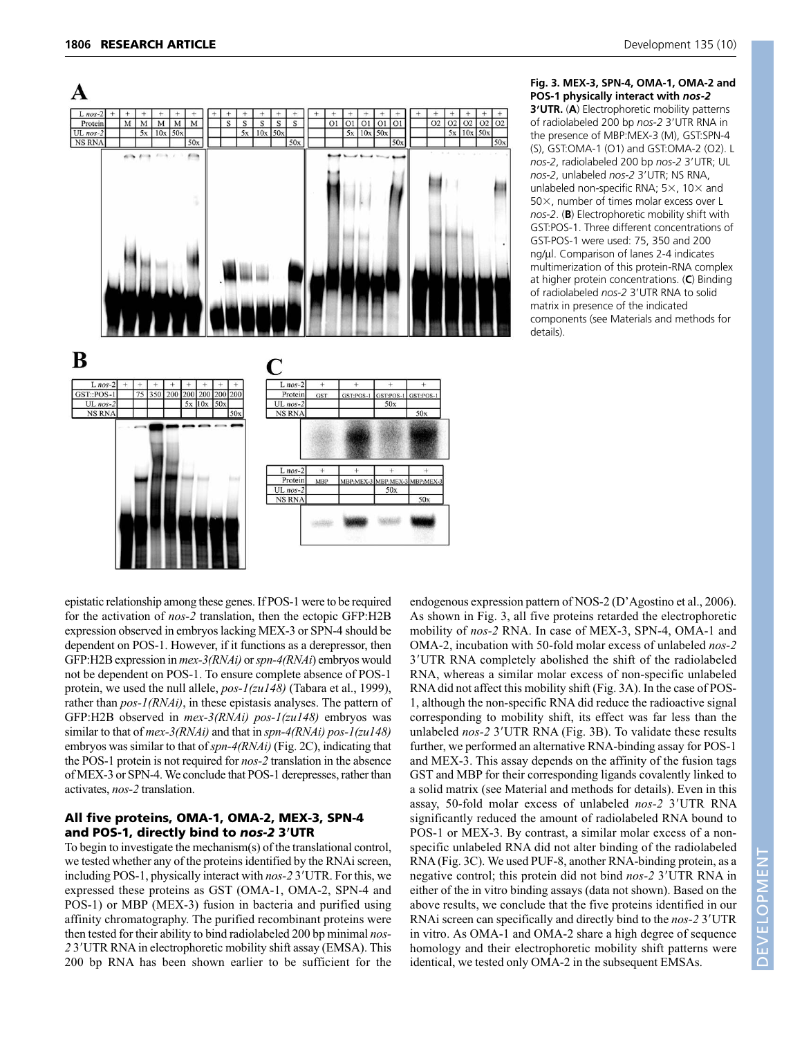**Fig. 3. MEX-3, SPN-4, OMA-1, OMA-2 and POS-1 physically interact with *nos-2* 3′UTR.** (**A**) Electrophoretic mobility patterns of radiolabeled 200 bp *nos-2* 3′UTR RNA in the presence of MBP:MEX-3 (M), GST:SPN-4 (S), GST:OMA-1 (O1) and GST:OMA-2 (O2). L *nos-2*, radiolabeled 200 bp *nos-2* 3′UTR; UL *nos-2*, unlabeled *nos-2* 3′UTR; NS RNA, unlabeled non-specific RNA; 5×, 10× and 50×, number of times molar excess over L *nos-2*. (**B**) Electrophoretic mobility shift with GST:POS-1. Three different concentrations of GST-POS-1 were used: 75, 350 and 200 ng/μl. Comparison of lanes 2-4 indicates multimerization of this protein-RNA complex at higher protein concentrations. (**C**) Binding of radiolabeled *nos-2* 3′UTR RNA to solid matrix in presence of the indicated components (see Materials and methods for details).

epistatic relationship among these genes. If POS-1 were to be required for the activation of *nos-2* translation, then the ectopic GFP:H2B expression observed in embryos lacking MEX-3 or SPN-4 should be dependent on POS-1. However, if it functions as a derepressor, then GFP:H2B expression in *mex-3(RNAi)* or *spn-4(RNAi)* embryos would not be dependent on POS-1. To ensure complete absence of POS-1 protein, we used the null allele, *pos-1(zu148)* (Tabara et al., 1999), rather than *pos-1(RNAi)*, in these epistasis analyses. The pattern of GFP:H2B observed in *mex-3(RNAi) pos-1(zu148)* embryos was similar to that of *mex-3(RNAi)* and that in *spn-4(RNAi) pos-1(zu148)* embryos was similar to that of *spn-4(RNAi)* (Fig. 2C), indicating that the POS-1 protein is not required for *nos-2* translation in the absence of MEX-3 or SPN-4. We conclude that POS-1 derepresses, rather than activates, *nos-2* translation.

## All five proteins, OMA-1, OMA-2, MEX-3, SPN-4 and POS-1, directly bind to *nos-2* 3′UTR

To begin to investigate the mechanism(s) of the translational control, we tested whether any of the proteins identified by the RNAi screen, including POS-1, physically interact with *nos-2* 3′UTR. For this, we expressed these proteins as GST (OMA-1, OMA-2, SPN-4 and POS-1) or MBP (MEX-3) fusion in bacteria and purified using affinity chromatography. The purified recombinant proteins were then tested for their ability to bind radiolabeled 200 bp minimal *nos-2* 3′UTR RNA in electrophoretic mobility shift assay (EMSA). This 200 bp RNA has been shown earlier to be sufficient for the endogenous expression pattern of NOS-2 (D'Agostino et al., 2006). As shown in Fig. 3, all five proteins retarded the electrophoretic mobility of *nos-2* RNA. In case of MEX-3, SPN-4, OMA-1 and OMA-2, incubation with 50-fold molar excess of unlabeled *nos-2* 3′UTR RNA completely abolished the shift of the radiolabeled RNA, whereas a similar molar excess of non-specific unlabeled RNA did not affect this mobility shift (Fig. 3A). In the case of POS-1, although the non-specific RNA did reduce the radioactive signal corresponding to mobility shift, its effect was far less than the unlabeled *nos-2* 3′UTR RNA (Fig. 3B). To validate these results further, we performed an alternative RNA-binding assay for POS-1 and MEX-3. This assay depends on the affinity of the fusion tags GST and MBP for their corresponding ligands covalently linked to a solid matrix (see Material and methods for details). Even in this assay, 50-fold molar excess of unlabeled *nos-2* 3′UTR RNA significantly reduced the amount of radiolabeled RNA bound to POS-1 or MEX-3. By contrast, a similar molar excess of a non-specific unlabeled RNA did not alter binding of the radiolabeled RNA (Fig. 3C). We used PUF-8, another RNA-binding protein, as a negative control; this protein did not bind *nos-2* 3′UTR RNA in either of the in vitro binding assays (data not shown). Based on the above results, we conclude that the five proteins identified in our RNAi screen can specifically and directly bind to the *nos-2* 3′UTR in vitro. As OMA-1 and OMA-2 share a high degree of sequence homology and their electrophoretic mobility shift patterns were identical, we tested only OMA-2 in the subsequent EMSAs.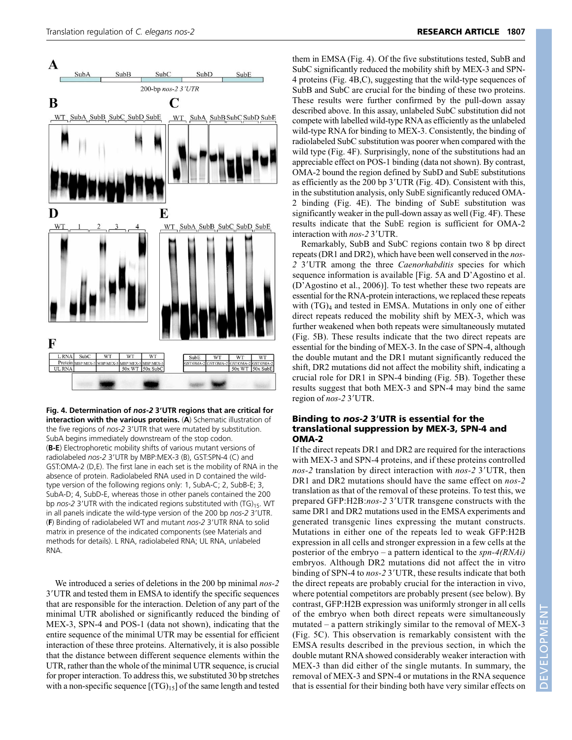A

SubA SubB SubC SubD SubE

200-bp *nos-2 3′UTR*

B

WT SubA SubB SubC SubD SubE

C

WT SubA SubB SubC SubD SubE

D

WT 1 2 3 4

E

WT SubA SubB SubC SubD SubE

F

| L RNA | SubC | WT | WT | WT | | SubE | WT | WT | WT |
|---|---|---|---|---|---|---|---|---|---|
| Protein | MBP:MEX-3 | MBP:MEX-3 | MBP:MEX-3 | MBP:MEX-3 | | GST:OMA-2 | GST:OMA-2 | GST:OMA-2 | GST:OMA-2 |
| UL RNA | | | 50x WT | 50x SubC | | | | 50x WT | 50x SubE |

**Fig. 4. Determination of *nos-2* 3′UTR regions that are critical for interaction with the various proteins.** (**A**) Schematic illustration of the five regions of *nos-2* 3′UTR that were mutated by substitution. SubA begins immediately downstream of the stop codon. (**B-E**) Electrophoretic mobility shifts of various mutant versions of radiolabeled *nos-2* 3′UTR by MBP:MEX-3 (B), GST:SPN-4 (C) and GST:OMA-2 (D,E). The first lane in each set is the mobility of RNA in the absence of protein. Radiolabeled RNA used in D contained the wild-type version of the following regions only: 1, SubA-C; 2, SubB-E; 3, SubA-D; 4, SubD-E, whereas those in other panels contained the 200 bp *nos-2* 3′UTR with the indicated regions substituted with $(TG)_{15}$. WT in all panels indicate the wild-type version of the 200 bp *nos-2* 3′UTR. (**F**) Binding of radiolabeled WT and mutant *nos-2* 3′UTR RNA to solid matrix in presence of the indicated components (see Materials and methods for details). L RNA, radiolabeled RNA; UL RNA, unlabeled RNA.

We introduced a series of deletions in the 200 bp minimal *nos-2* 3′UTR and tested them in EMSA to identify the specific sequences that are responsible for the interaction. Deletion of any part of the minimal UTR abolished or significantly reduced the binding of MEX-3, SPN-4 and POS-1 (data not shown), indicating that the entire sequence of the minimal UTR may be essential for efficient interaction of these three proteins. Alternatively, it is also possible that the distance between different sequence elements within the UTR, rather than the whole of the minimal UTR sequence, is crucial for proper interaction. To address this, we substituted 30 bp stretches with a non-specific sequence [$(TG)_{15}$] of the same length and tested them in EMSA (Fig. 4). Of the five substitutions tested, SubB and SubC significantly reduced the mobility shift by MEX-3 and SPN-4 proteins (Fig. 4B,C), suggesting that the wild-type sequences of SubB and SubC are crucial for the binding of these two proteins. These results were further confirmed by the pull-down assay described above. In this assay, unlabeled SubC substitution did not compete with labelled wild-type RNA as efficiently as the unlabeled wild-type RNA for binding to MEX-3. Consistently, the binding of radiolabeled SubC substitution was poorer when compared with the wild type (Fig. 4F). Surprisingly, none of the substitutions had an appreciable effect on POS-1 binding (data not shown). By contrast, OMA-2 bound the region defined by SubD and SubE substitutions as efficiently as the 200 bp 3′UTR (Fig. 4D). Consistent with this, in the substitution analysis, only SubE significantly reduced OMA-2 binding (Fig. 4E). The binding of SubE substitution was significantly weaker in the pull-down assay as well (Fig. 4F). These results indicate that the SubE region is sufficient for OMA-2 interaction with *nos-2* 3′UTR.

Remarkably, SubB and SubC regions contain two 8 bp direct repeats (DR1 and DR2), which have been well conserved in the *nos-2* 3′UTR among the three *Caenorhabditis* species for which sequence information is available [Fig. 5A and D'Agostino et al. (D'Agostino et al., 2006)]. To test whether these two repeats are essential for the RNA-protein interactions, we replaced these repeats with $(TG)_4$ and tested in EMSA. Mutations in only one of either direct repeats reduced the mobility shift by MEX-3, which was further weakened when both repeats were simultaneously mutated (Fig. 5B). These results indicate that the two direct repeats are essential for the binding of MEX-3. In the case of SPN-4, although the double mutant and the DR1 mutant significantly reduced the shift, DR2 mutations did not affect the mobility shift, indicating a crucial role for DR1 in SPN-4 binding (Fig. 5B). Together these results suggest that both MEX-3 and SPN-4 may bind the same region of *nos-2* 3′UTR.

### Binding to *nos-2* 3′UTR is essential for the translational suppression by MEX-3, SPN-4 and OMA-2

If the direct repeats DR1 and DR2 are required for the interactions with MEX-3 and SPN-4 proteins, and if these proteins controlled *nos-2* translation by direct interaction with *nos-2* 3′UTR, then DR1 and DR2 mutations should have the same effect on *nos-2* translation as that of the removal of these proteins. To test this, we prepared GFP:H2B:*nos-2* 3′UTR transgene constructs with the same DR1 and DR2 mutations used in the EMSA experiments and generated transgenic lines expressing the mutant constructs. Mutations in either one of the repeats led to weak GFP:H2B expression in all cells and stronger expression in a few cells at the posterior of the embryo – a pattern identical to the *spn-4(RNAi)* embryos. Although DR2 mutations did not affect the in vitro binding of SPN-4 to *nos-2* 3′UTR, these results indicate that both the direct repeats are probably crucial for the interaction in vivo, where potential competitors are probably present (see below). By contrast, GFP:H2B expression was uniformly stronger in all cells of the embryo when both direct repeats were simultaneously mutated – a pattern strikingly similar to the removal of MEX-3 (Fig. 5C). This observation is remarkably consistent with the EMSA results described in the previous section, in which the double mutant RNA showed considerably weaker interaction with MEX-3 than did either of the single mutants. In summary, the removal of MEX-3 and SPN-4 or mutations in the RNA sequence that is essential for their binding both have very similar effects on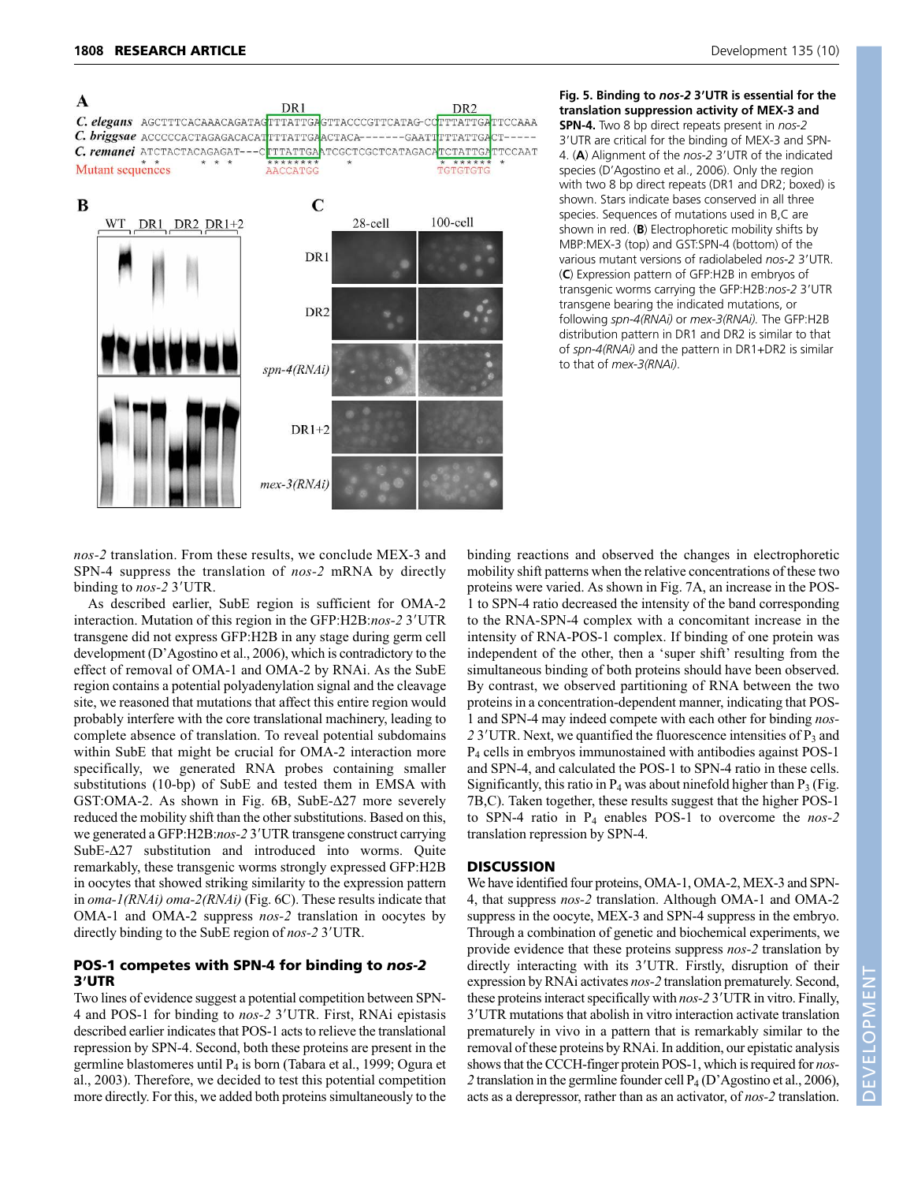A

DR1 DR2

C. elegans AGCTTTCACAAACAGATAGTTTATTGAGTTACCCGTTCATAG-CCTTTATTGATTCCAAA

C. briggsae ACCCCCACTAGAGACACATTTTATTGAACTACA-------GAATTTTTATTGACT-----

C. remanei ATCTACTACAGAGAT---CTTTATTGATCGCTCGCTCATAGACATCTATTGATTCCAAT

Mutant sequences AACCATGG TGTGTGTG

B

WT DR1 DR2 DR1+2

C

28-cell 100-cell

DR1

DR2

spn-4(RNAi)

DR1+2

mex-3(RNAi)

**Fig. 5. Binding to *nos-2* 3′UTR is essential for the translation suppression activity of MEX-3 and SPN-4.** Two 8 bp direct repeats present in *nos-2* 3′UTR are critical for the binding of MEX-3 and SPN-4. (**A**) Alignment of the *nos-2* 3′UTR of the indicated species (D'Agostino et al., 2006). Only the region with two 8 bp direct repeats (DR1 and DR2; boxed) is shown. Stars indicate bases conserved in all three species. Sequences of mutations used in B,C are shown in red. (**B**) Electrophoretic mobility shifts by MBP:MEX-3 (top) and GST:SPN-4 (bottom) of the various mutant versions of radiolabeled *nos-2* 3′UTR. (**C**) Expression pattern of GFP:H2B in embryos of transgenic worms carrying the GFP:H2B:*nos-2* 3′UTR transgene bearing the indicated mutations, or following *spn-4(RNAi)* or *mex-3(RNAi)*. The GFP:H2B distribution pattern in DR1 and DR2 is similar to that of *spn-4(RNAi)* and the pattern in DR1+DR2 is similar to that of *mex-3(RNAi)*.

*nos-2* translation. From these results, we conclude MEX-3 and SPN-4 suppress the translation of *nos-2* mRNA by directly binding to *nos-2* 3′UTR.

As described earlier, SubE region is sufficient for OMA-2 interaction. Mutation of this region in the GFP:H2B:*nos-2* 3′UTR transgene did not express GFP:H2B in any stage during germ cell development (D'Agostino et al., 2006), which is contradictory to the effect of removal of OMA-1 and OMA-2 by RNAi. As the SubE region contains a potential polyadenylation signal and the cleavage site, we reasoned that mutations that affect this entire region would probably interfere with the core translational machinery, leading to complete absence of translation. To reveal potential subdomains within SubE that might be crucial for OMA-2 interaction more specifically, we generated RNA probes containing smaller substitutions (10-bp) of SubE and tested them in EMSA with GST:OMA-2. As shown in Fig. 6B, SubE-Δ27 more severely reduced the mobility shift than the other substitutions. Based on this, we generated a GFP:H2B:*nos-2* 3′UTR transgene construct carrying SubE-Δ27 substitution and introduced into worms. Quite remarkably, these transgenic worms strongly expressed GFP:H2B in oocytes that showed striking similarity to the expression pattern in *oma-1(RNAi) oma-2(RNAi)* (Fig. 6C). These results indicate that OMA-1 and OMA-2 suppress *nos-2* translation in oocytes by directly binding to the SubE region of *nos-2* 3′UTR.

### POS-1 competes with SPN-4 for binding to *nos-2* 3′UTR

Two lines of evidence suggest a potential competition between SPN-4 and POS-1 for binding to *nos-2* 3′UTR. First, RNAi epistasis described earlier indicates that POS-1 acts to relieve the translational repression by SPN-4. Second, both these proteins are present in the germline blastomeres until $P_4$ is born (Tabara et al., 1999; Ogura et al., 2003). Therefore, we decided to test this potential competition more directly. For this, we added both proteins simultaneously to the binding reactions and observed the changes in electrophoretic mobility shift patterns when the relative concentrations of these two proteins were varied. As shown in Fig. 7A, an increase in the POS-1 to SPN-4 ratio decreased the intensity of the band corresponding to the RNA-SPN-4 complex with a concomitant increase in the intensity of RNA-POS-1 complex. If binding of one protein was independent of the other, then a 'super shift' resulting from the simultaneous binding of both proteins should have been observed. By contrast, we observed partitioning of RNA between the two proteins in a concentration-dependent manner, indicating that POS-1 and SPN-4 may indeed compete with each other for binding *nos-2* 3′UTR. Next, we quantified the fluorescence intensities of $P_3$ and $P_4$ cells in embryos immunostained with antibodies against POS-1 and SPN-4, and calculated the POS-1 to SPN-4 ratio in these cells. Significantly, this ratio in $P_4$ was about ninefold higher than $P_3$ (Fig. 7B,C). Taken together, these results suggest that the higher POS-1 to SPN-4 ratio in $P_4$ enables POS-1 to overcome the *nos-2* translation repression by SPN-4.

## DISCUSSION

We have identified four proteins, OMA-1, OMA-2, MEX-3 and SPN-4, that suppress *nos-2* translation. Although OMA-1 and OMA-2 suppress in the oocyte, MEX-3 and SPN-4 suppress in the embryo. Through a combination of genetic and biochemical experiments, we provide evidence that these proteins suppress *nos-2* translation by directly interacting with its 3′UTR. Firstly, disruption of their expression by RNAi activates *nos-2* translation prematurely. Second, these proteins interact specifically with *nos-2* 3′UTR in vitro. Finally, 3′UTR mutations that abolish in vitro interaction activate translation prematurely in vivo in a pattern that is remarkably similar to the removal of these proteins by RNAi. In addition, our epistatic analysis shows that the CCCH-finger protein POS-1, which is required for *nos-2* translation in the germline founder cell $P_4$ (D'Agostino et al., 2006), acts as a derepressor, rather than as an activator, of *nos-2* translation.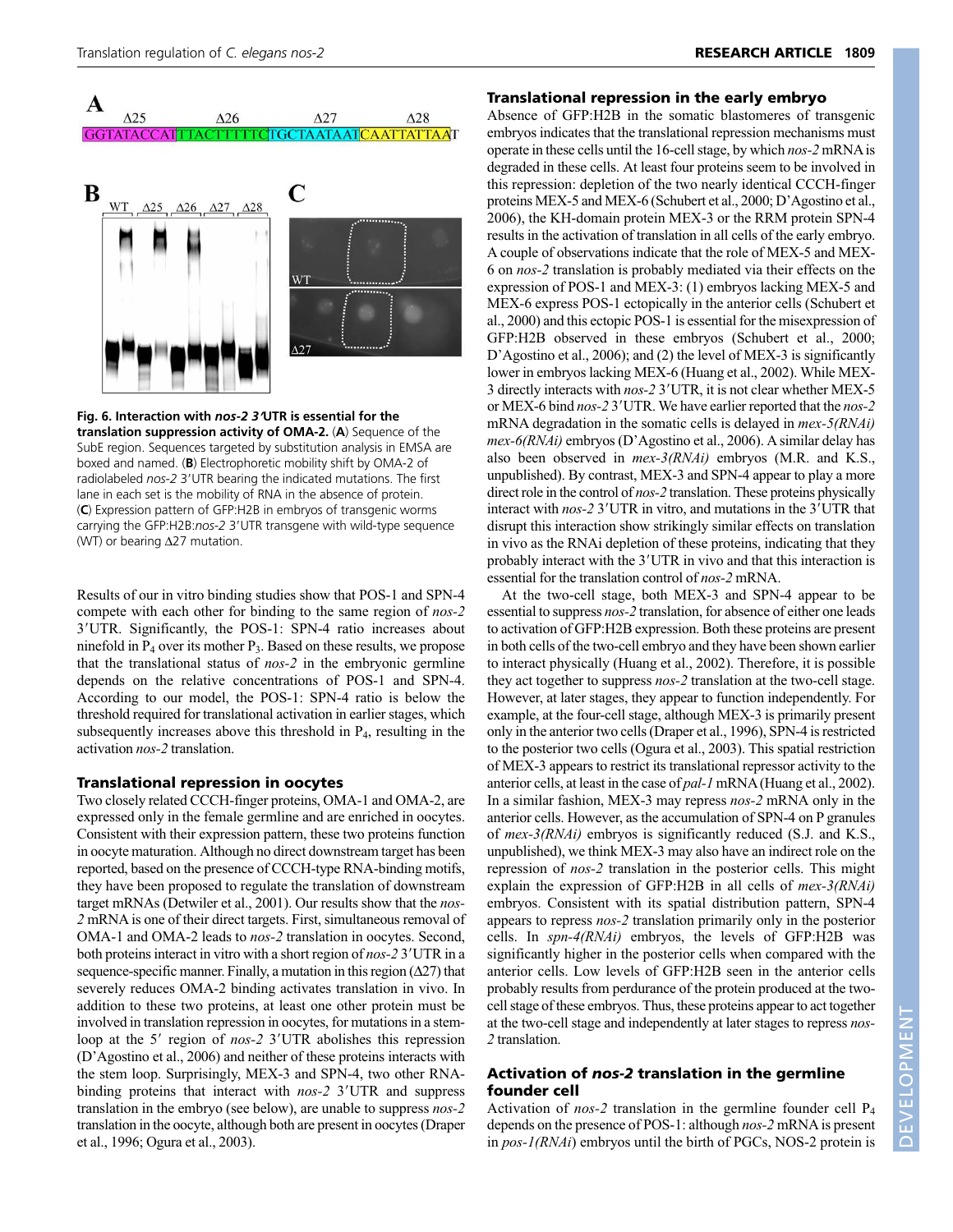**Fig. 6. Interaction with *nos-2 3′*UTR is essential for the translation suppression activity of OMA-2.** (**A**) Sequence of the SubE region. Sequences targeted by substitution analysis in EMSA are boxed and named. (**B**) Electrophoretic mobility shift by OMA-2 of radiolabeled *nos-2* 3′UTR bearing the indicated mutations. The first lane in each set is the mobility of RNA in the absence of protein. (**C**) Expression pattern of GFP:H2B in embryos of transgenic worms carrying the GFP:H2B:*nos-2* 3′UTR transgene with wild-type sequence (WT) or bearing Δ27 mutation.

Results of our in vitro binding studies show that POS-1 and SPN-4 compete with each other for binding to the same region of *nos-2* 3′UTR. Significantly, the POS-1: SPN-4 ratio increases about ninefold in $P_4$ over its mother $P_3$. Based on these results, we propose that the translational status of *nos-2* in the embryonic germline depends on the relative concentrations of POS-1 and SPN-4. According to our model, the POS-1: SPN-4 ratio is below the threshold required for translational activation in earlier stages, which subsequently increases above this threshold in $P_4$, resulting in the activation *nos-2* translation.

## Translational repression in oocytes

Two closely related CCCH-finger proteins, OMA-1 and OMA-2, are expressed only in the female germline and are enriched in oocytes. Consistent with their expression pattern, these two proteins function in oocyte maturation. Although no direct downstream target has been reported, based on the presence of CCCH-type RNA-binding motifs, they have been proposed to regulate the translation of downstream target mRNAs (Detwiler et al., 2001). Our results show that the *nos-2* mRNA is one of their direct targets. First, simultaneous removal of OMA-1 and OMA-2 leads to *nos-2* translation in oocytes. Second, both proteins interact in vitro with a short region of *nos-2* 3′UTR in a sequence-specific manner. Finally, a mutation in this region (Δ27) that severely reduces OMA-2 binding activates translation in vivo. In addition to these two proteins, at least one other protein must be involved in translation repression in oocytes, for mutations in a stem-loop at the 5′ region of *nos-2* 3′UTR abolishes this repression (D'Agostino et al., 2006) and neither of these proteins interacts with the stem loop. Surprisingly, MEX-3 and SPN-4, two other RNA-binding proteins that interact with *nos-2* 3′UTR and suppress translation in the embryo (see below), are unable to suppress *nos-2* translation in the oocyte, although both are present in oocytes (Draper et al., 1996; Ogura et al., 2003).

## Translational repression in the early embryo

Absence of GFP:H2B in the somatic blastomeres of transgenic embryos indicates that the translational repression mechanisms must operate in these cells until the 16-cell stage, by which *nos-2* mRNA is degraded in these cells. At least four proteins seem to be involved in this repression: depletion of the two nearly identical CCCH-finger proteins MEX-5 and MEX-6 (Schubert et al., 2000; D'Agostino et al., 2006), the KH-domain protein MEX-3 or the RRM protein SPN-4 results in the activation of translation in all cells of the early embryo. A couple of observations indicate that the role of MEX-5 and MEX-6 on *nos-2* translation is probably mediated via their effects on the expression of POS-1 and MEX-3: (1) embryos lacking MEX-5 and MEX-6 express POS-1 ectopically in the anterior cells (Schubert et al., 2000) and this ectopic POS-1 is essential for the misexpression of GFP:H2B observed in these embryos (Schubert et al., 2000; D'Agostino et al., 2006); and (2) the level of MEX-3 is significantly lower in embryos lacking MEX-6 (Huang et al., 2002). While MEX-3 directly interacts with *nos-2* 3′UTR, it is not clear whether MEX-5 or MEX-6 bind *nos-2* 3′UTR. We have earlier reported that the *nos-2* mRNA degradation in the somatic cells is delayed in *mex-5(RNAi) mex-6(RNAi)* embryos (D'Agostino et al., 2006). A similar delay has also been observed in *mex-3(RNAi)* embryos (M.R. and K.S., unpublished). By contrast, MEX-3 and SPN-4 appear to play a more direct role in the control of *nos-2* translation. These proteins physically interact with *nos-2* 3′UTR in vitro, and mutations in the 3′UTR that disrupt this interaction show strikingly similar effects on translation in vivo as the RNAi depletion of these proteins, indicating that they probably interact with the 3′UTR in vivo and that this interaction is essential for the translation control of *nos-2* mRNA.

At the two-cell stage, both MEX-3 and SPN-4 appear to be essential to suppress *nos-2* translation, for absence of either one leads to activation of GFP:H2B expression. Both these proteins are present in both cells of the two-cell embryo and they have been shown earlier to interact physically (Huang et al., 2002). Therefore, it is possible they act together to suppress *nos-2* translation at the two-cell stage. However, at later stages, they appear to function independently. For example, at the four-cell stage, although MEX-3 is primarily present only in the anterior two cells (Draper et al., 1996), SPN-4 is restricted to the posterior two cells (Ogura et al., 2003). This spatial restriction of MEX-3 appears to restrict its translational repressor activity to the anterior cells, at least in the case of *pal-1* mRNA (Huang et al., 2002). In a similar fashion, MEX-3 may repress *nos-2* mRNA only in the anterior cells. However, as the accumulation of SPN-4 on P granules of *mex-3(RNAi)* embryos is significantly reduced (S.J. and K.S., unpublished), we think MEX-3 may also have an indirect role on the repression of *nos-2* translation in the posterior cells. This might explain the expression of GFP:H2B in all cells of *mex-3(RNAi)* embryos. Consistent with its spatial distribution pattern, SPN-4 appears to repress *nos-2* translation primarily only in the posterior cells. In *spn-4(RNAi)* embryos, the levels of GFP:H2B was significantly higher in the posterior cells when compared with the anterior cells. Low levels of GFP:H2B seen in the anterior cells probably results from perdurance of the protein produced at the two-cell stage of these embryos. Thus, these proteins appear to act together at the two-cell stage and independently at later stages to repress *nos-2* translation.

## Activation of *nos-2* translation in the germline founder cell

Activation of *nos-2* translation in the germline founder cell $P_4$ depends on the presence of POS-1: although *nos-2* mRNA is present in *pos-1(RNAi)* embryos until the birth of PGCs, NOS-2 protein is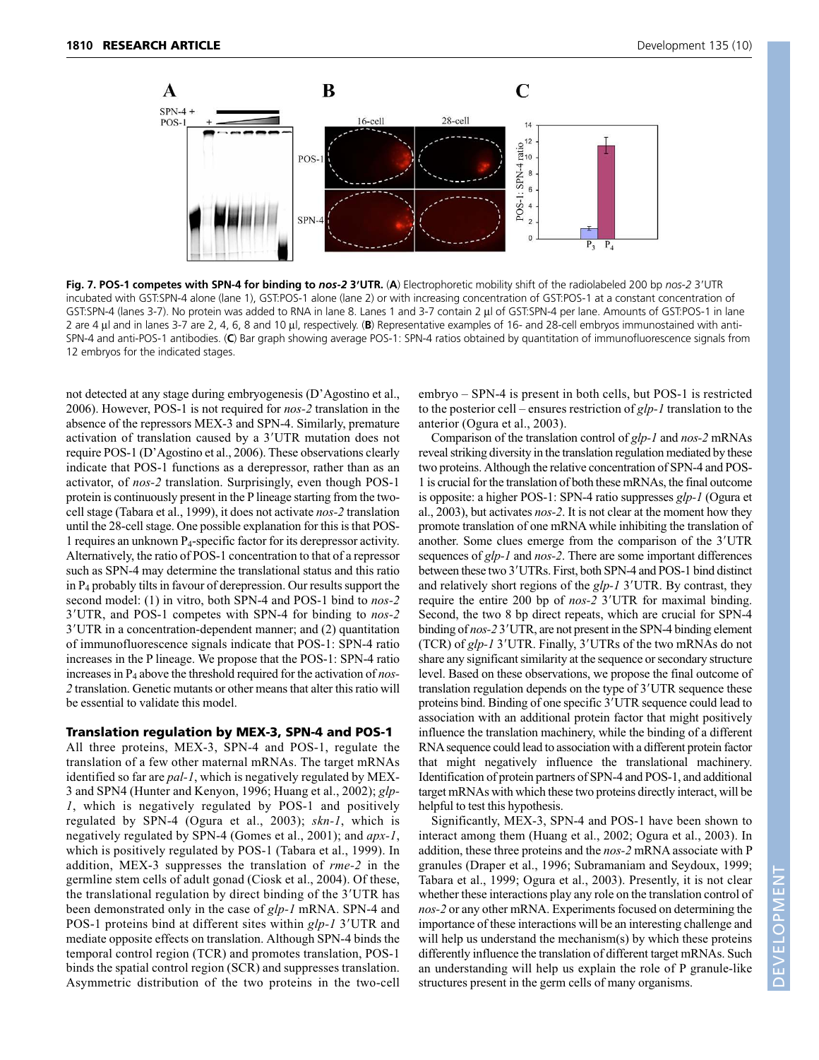A

SPN-4 +
POS-1

+

POS-1

SPN-4

B

16-cell

28-cell

C

POS-1: SPN-4 ratio

14
12
10
8
6
4
2
0

$P_3$ $P_4$

**Fig. 7. POS-1 competes with SPN-4 for binding to *nos-2* 3′UTR.** (**A**) Electrophoretic mobility shift of the radiolabeled 200 bp *nos-2* 3′UTR incubated with GST:SPN-4 alone (lane 1), GST:POS-1 alone (lane 2) or with increasing concentration of GST:POS-1 at a constant concentration of GST:SPN-4 (lanes 3-7). No protein was added to RNA in lane 8. Lanes 1 and 3-7 contain 2 μl of GST:SPN-4 per lane. Amounts of GST:POS-1 in lane 2 are 4 μl and in lanes 3-7 are 2, 4, 6, 8 and 10 μl, respectively. (**B**) Representative examples of 16- and 28-cell embryos immunostained with anti-SPN-4 and anti-POS-1 antibodies. (**C**) Bar graph showing average POS-1: SPN-4 ratios obtained by quantitation of immunofluorescence signals from 12 embryos for the indicated stages.

not detected at any stage during embryogenesis (D'Agostino et al., 2006). However, POS-1 is not required for *nos-2* translation in the absence of the repressors MEX-3 and SPN-4. Similarly, premature activation of translation caused by a 3′UTR mutation does not require POS-1 (D'Agostino et al., 2006). These observations clearly indicate that POS-1 functions as a derepressor, rather than as an activator, of *nos-2* translation. Surprisingly, even though POS-1 protein is continuously present in the P lineage starting from the two-cell stage (Tabara et al., 1999), it does not activate *nos-2* translation until the 28-cell stage. One possible explanation for this is that POS-1 requires an unknown $P_4$-specific factor for its derepressor activity. Alternatively, the ratio of POS-1 concentration to that of a repressor such as SPN-4 may determine the translational status and this ratio in $P_4$ probably tilts in favour of derepression. Our results support the second model: (1) in vitro, both SPN-4 and POS-1 bind to *nos-2* 3′UTR, and POS-1 competes with SPN-4 for binding to *nos-2* 3′UTR in a concentration-dependent manner; and (2) quantitation of immunofluorescence signals indicate that POS-1: SPN-4 ratio increases in the P lineage. We propose that the POS-1: SPN-4 ratio increases in $P_4$ above the threshold required for the activation of *nos-2* translation. Genetic mutants or other means that alter this ratio will be essential to validate this model.

### Translation regulation by MEX-3, SPN-4 and POS-1

All three proteins, MEX-3, SPN-4 and POS-1, regulate the translation of a few other maternal mRNAs. The target mRNAs identified so far are *pal-1*, which is negatively regulated by MEX-3 and SPN4 (Hunter and Kenyon, 1996; Huang et al., 2002); *glp-1*, which is negatively regulated by POS-1 and positively regulated by SPN-4 (Ogura et al., 2003); *skn-1*, which is negatively regulated by SPN-4 (Gomes et al., 2001); and *apx-1*, which is positively regulated by POS-1 (Tabara et al., 1999). In addition, MEX-3 suppresses the translation of *rme-2* in the germline stem cells of adult gonad (Ciosk et al., 2004). Of these, the translational regulation by direct binding of the 3′UTR has been demonstrated only in the case of *glp-1* mRNA. SPN-4 and POS-1 proteins bind at different sites within *glp-1* 3′UTR and mediate opposite effects on translation. Although SPN-4 binds the temporal control region (TCR) and promotes translation, POS-1 binds the spatial control region (SCR) and suppresses translation. Asymmetric distribution of the two proteins in the two-cell embryo – SPN-4 is present in both cells, but POS-1 is restricted to the posterior cell – ensures restriction of *glp-1* translation to the anterior (Ogura et al., 2003).

Comparison of the translation control of *glp-1* and *nos-2* mRNAs reveal striking diversity in the translation regulation mediated by these two proteins. Although the relative concentration of SPN-4 and POS-1 is crucial for the translation of both these mRNAs, the final outcome is opposite: a higher POS-1: SPN-4 ratio suppresses *glp-1* (Ogura et al., 2003), but activates *nos-2*. It is not clear at the moment how they promote translation of one mRNA while inhibiting the translation of another. Some clues emerge from the comparison of the 3′UTR sequences of *glp-1* and *nos-2*. There are some important differences between these two 3′UTRs. First, both SPN-4 and POS-1 bind distinct and relatively short regions of the *glp-1* 3′UTR. By contrast, they require the entire 200 bp of *nos-2* 3′UTR for maximal binding. Second, the two 8 bp direct repeats, which are crucial for SPN-4 binding of *nos-2* 3′UTR, are not present in the SPN-4 binding element (TCR) of *glp-1* 3′UTR. Finally, 3′UTRs of the two mRNAs do not share any significant similarity at the sequence or secondary structure level. Based on these observations, we propose the final outcome of translation regulation depends on the type of 3′UTR sequence these proteins bind. Binding of one specific 3′UTR sequence could lead to association with an additional protein factor that might positively influence the translation machinery, while the binding of a different RNA sequence could lead to association with a different protein factor that might negatively influence the translational machinery. Identification of protein partners of SPN-4 and POS-1, and additional target mRNAs with which these two proteins directly interact, will be helpful to test this hypothesis.

Significantly, MEX-3, SPN-4 and POS-1 have been shown to interact among them (Huang et al., 2002; Ogura et al., 2003). In addition, these three proteins and the *nos-2* mRNA associate with P granules (Draper et al., 1996; Subramaniam and Seydoux, 1999; Tabara et al., 1999; Ogura et al., 2003). Presently, it is not clear whether these interactions play any role on the translation control of *nos-2* or any other mRNA. Experiments focused on determining the importance of these interactions will be an interesting challenge and will help us understand the mechanism(s) by which these proteins differently influence the translation of different target mRNAs. Such an understanding will help us explain the role of P granule-like structures present in the germ cells of many organisms.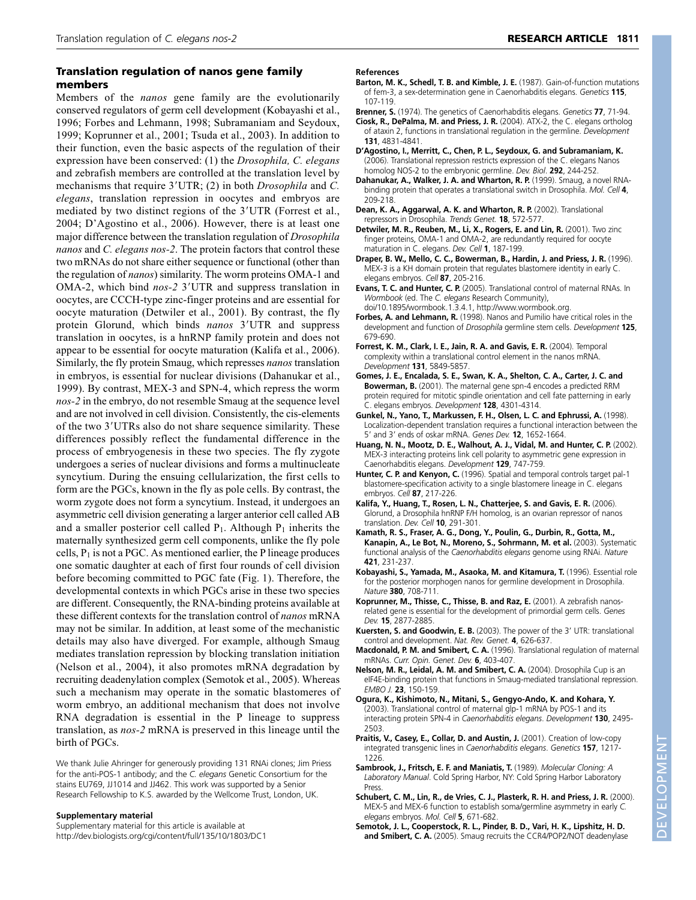### Translation regulation of nanos gene family members

Members of the *nanos* gene family are the evolutionarily conserved regulators of germ cell development (Kobayashi et al., 1996; Forbes and Lehmann, 1998; Subramaniam and Seydoux, 1999; Koprunner et al., 2001; Tsuda et al., 2003). In addition to their function, even the basic aspects of the regulation of their expression have been conserved: (1) the *Drosophila, C. elegans* and zebrafish members are controlled at the translation level by mechanisms that require 3′UTR; (2) in both *Drosophila* and *C. elegans*, translation repression in oocytes and embryos are mediated by two distinct regions of the 3′UTR (Forrest et al., 2004; D'Agostino et al., 2006). However, there is at least one major difference between the translation regulation of *Drosophila nanos* and *C. elegans nos-2*. The protein factors that control these two mRNAs do not share either sequence or functional (other than the regulation of *nanos*) similarity. The worm proteins OMA-1 and OMA-2, which bind *nos-2* 3′UTR and suppress translation in oocytes, are CCCH-type zinc-finger proteins and are essential for oocyte maturation (Detwiler et al., 2001). By contrast, the fly protein Glorund, which binds *nanos* 3′UTR and suppress translation in oocytes, is a hnRNP family protein and does not appear to be essential for oocyte maturation (Kalifa et al., 2006). Similarly, the fly protein Smaug, which represses *nanos* translation in embryos, is essential for nuclear divisions (Dahanukar et al., 1999). By contrast, MEX-3 and SPN-4, which repress the worm *nos-2* in the embryo, do not resemble Smaug at the sequence level and are not involved in cell division. Consistently, the cis-elements of the two 3′UTRs also do not share sequence similarity. These differences possibly reflect the fundamental difference in the process of embryogenesis in these two species. The fly zygote undergoes a series of nuclear divisions and forms a multinucleate syncytium. During the ensuing cellularization, the first cells to form are the PGCs, known in the fly as pole cells. By contrast, the worm zygote does not form a syncytium. Instead, it undergoes an asymmetric cell division generating a larger anterior cell called AB and a smaller posterior cell called $P_1$. Although $P_1$ inherits the maternally synthesized germ cell components, unlike the fly pole cells, $P_1$ is not a PGC. As mentioned earlier, the P lineage produces one somatic daughter at each of first four rounds of cell division before becoming committed to PGC fate (Fig. 1). Therefore, the developmental contexts in which PGCs arise in these two species are different. Consequently, the RNA-binding proteins available at these different contexts for the translation control of *nanos* mRNA may not be similar. In addition, at least some of the mechanistic details may also have diverged. For example, although Smaug mediates translation repression by blocking translation initiation (Nelson et al., 2004), it also promotes mRNA degradation by recruiting deadenylation complex (Semotok et al., 2005). Whereas such a mechanism may operate in the somatic blastomeres of worm embryo, an additional mechanism that does not involve RNA degradation is essential in the P lineage to suppress translation, as *nos-2* mRNA is preserved in this lineage until the birth of PGCs.

We thank Julie Ahringer for generously providing 131 RNAi clones; Jim Priess for the anti-POS-1 antibody; and the *C. elegans* Genetic Consortium for the stains EU769, JJ1014 and JJ462. This work was supported by a Senior Research Fellowship to K.S. awarded by the Wellcome Trust, London, UK.

#### Supplementary material

Supplementary material for this article is available at http://dev.biologists.org/cgi/content/full/135/10/1803/DC1

#### References

**Barton, M. K., Schedl, T. B. and Kimble, J. E.** (1987). Gain-of-function mutations of fem-3, a sex-determination gene in Caenorhabditis elegans. *Genetics* **115**, 107-119.

**Brenner, S.** (1974). The genetics of Caenorhabditis elegans. *Genetics* **77**, 71-94.

**Ciosk, R., DePalma, M. and Priess, J. R.** (2004). ATX-2, the C. elegans ortholog of ataxin 2, functions in translational regulation in the germline. *Development* **131**, 4831-4841.

**D'Agostino, I., Merritt, C., Chen, P. L., Seydoux, G. and Subramaniam, K.** (2006). Translational repression restricts expression of the C. elegans Nanos homolog NOS-2 to the embryonic germline. *Dev. Biol*. **292**, 244-252.

**Dahanukar, A., Walker, J. A. and Wharton, R. P.** (1999). Smaug, a novel RNA-binding protein that operates a translational switch in Drosophila. *Mol. Cell* **4**, 209-218.

**Dean, K. A., Aggarwal, A. K. and Wharton, R. P.** (2002). Translational repressors in Drosophila. *Trends Genet.* **18**, 572-577.

**Detwiler, M. R., Reuben, M., Li, X., Rogers, E. and Lin, R.** (2001). Two zinc finger proteins, OMA-1 and OMA-2, are redundantly required for oocyte maturation in C. elegans. *Dev. Cell* **1**, 187-199.

**Draper, B. W., Mello, C. C., Bowerman, B., Hardin, J. and Priess, J. R.** (1996). MEX-3 is a KH domain protein that regulates blastomere identity in early C. elegans embryos. *Cell* **87**, 205-216.

**Evans, T. C. and Hunter, C. P.** (2005). Translational control of maternal RNAs. In *Wormbook* (ed. The *C. elegans* Research Community), doi/10.1895/wormbook.1.3.4.1, http://www.wormbook.org.

**Forbes, A. and Lehmann, R.** (1998). Nanos and Pumilio have critical roles in the development and function of *Drosophila* germline stem cells. *Development* **125**, 679-690.

**Forrest, K. M., Clark, I. E., Jain, R. A. and Gavis, E. R.** (2004). Temporal complexity within a translational control element in the nanos mRNA. *Development* **131**, 5849-5857.

**Gomes, J. E., Encalada, S. E., Swan, K. A., Shelton, C. A., Carter, J. C. and Bowerman, B.** (2001). The maternal gene spn-4 encodes a predicted RRM protein required for mitotic spindle orientation and cell fate patterning in early C. elegans embryos. *Development* **128**, 4301-4314.

**Gunkel, N., Yano, T., Markussen, F. H., Olsen, L. C. and Ephrussi, A.** (1998). Localization-dependent translation requires a functional interaction between the 5′ and 3′ ends of oskar mRNA. *Genes Dev.* **12**, 1652-1664.

**Huang, N. N., Mootz, D. E., Walhout, A. J., Vidal, M. and Hunter, C. P.** (2002). MEX-3 interacting proteins link cell polarity to asymmetric gene expression in Caenorhabditis elegans. *Development* **129**, 747-759.

**Hunter, C. P. and Kenyon, C.** (1996). Spatial and temporal controls target pal-1 blastomere-specification activity to a single blastomere lineage in C. elegans embryos. *Cell* **87**, 217-226.

**Kalifa, Y., Huang, T., Rosen, L. N., Chatterjee, S. and Gavis, E. R.** (2006). Glorund, a Drosophila hnRNP F/H homolog, is an ovarian repressor of nanos translation. *Dev. Cell* **10**, 291-301.

**Kamath, R. S., Fraser, A. G., Dong, Y., Poulin, G., Durbin, R., Gotta, M., Kanapin, A., Le Bot, N., Moreno, S., Sohrmann, M. et al.** (2003). Systematic functional analysis of the *Caenorhabditis elegans* genome using RNAi. *Nature* **421**, 231-237.

**Kobayashi, S., Yamada, M., Asaoka, M. and Kitamura, T.** (1996). Essential role for the posterior morphogen nanos for germline development in Drosophila. *Nature* **380**, 708-711.

**Koprunner, M., Thisse, C., Thisse, B. and Raz, E.** (2001). A zebrafish nanos-related gene is essential for the development of primordial germ cells. *Genes Dev.* **15**, 2877-2885.

**Kuersten, S. and Goodwin, E. B.** (2003). The power of the 3′ UTR: translational control and development. *Nat. Rev. Genet.* **4**, 626-637.

**Macdonald, P. M. and Smibert, C. A.** (1996). Translational regulation of maternal mRNAs. *Curr. Opin. Genet. Dev.* **6**, 403-407.

**Nelson, M. R., Leidal, A. M. and Smibert, C. A.** (2004). Drosophila Cup is an eIF4E-binding protein that functions in Smaug-mediated translational repression. *EMBO J.* **23**, 150-159.

**Ogura, K., Kishimoto, N., Mitani, S., Gengyo-Ando, K. and Kohara, Y.** (2003). Translational control of maternal glp-1 mRNA by POS-1 and its interacting protein SPN-4 in *Caenorhabditis elegans*. *Development* **130**, 2495-2503.

**Praitis, V., Casey, E., Collar, D. and Austin, J.** (2001). Creation of low-copy integrated transgenic lines in *Caenorhabditis elegans*. *Genetics* **157**, 1217-1226.

**Sambrook, J., Fritsch, E. F. and Maniatis, T.** (1989). *Molecular Cloning: A Laboratory Manual*. Cold Spring Harbor, NY: Cold Spring Harbor Laboratory Press.

**Schubert, C. M., Lin, R., de Vries, C. J., Plasterk, R. H. and Priess, J. R.** (2000). MEX-5 and MEX-6 function to establish soma/germline asymmetry in early *C. elegans* embryos. *Mol. Cell* **5**, 671-682.

**Semotok, J. L., Cooperstock, R. L., Pinder, B. D., Vari, H. K., Lipshitz, H. D. and Smibert, C. A.** (2005). Smaug recruits the CCR4/POP2/NOT deadenylase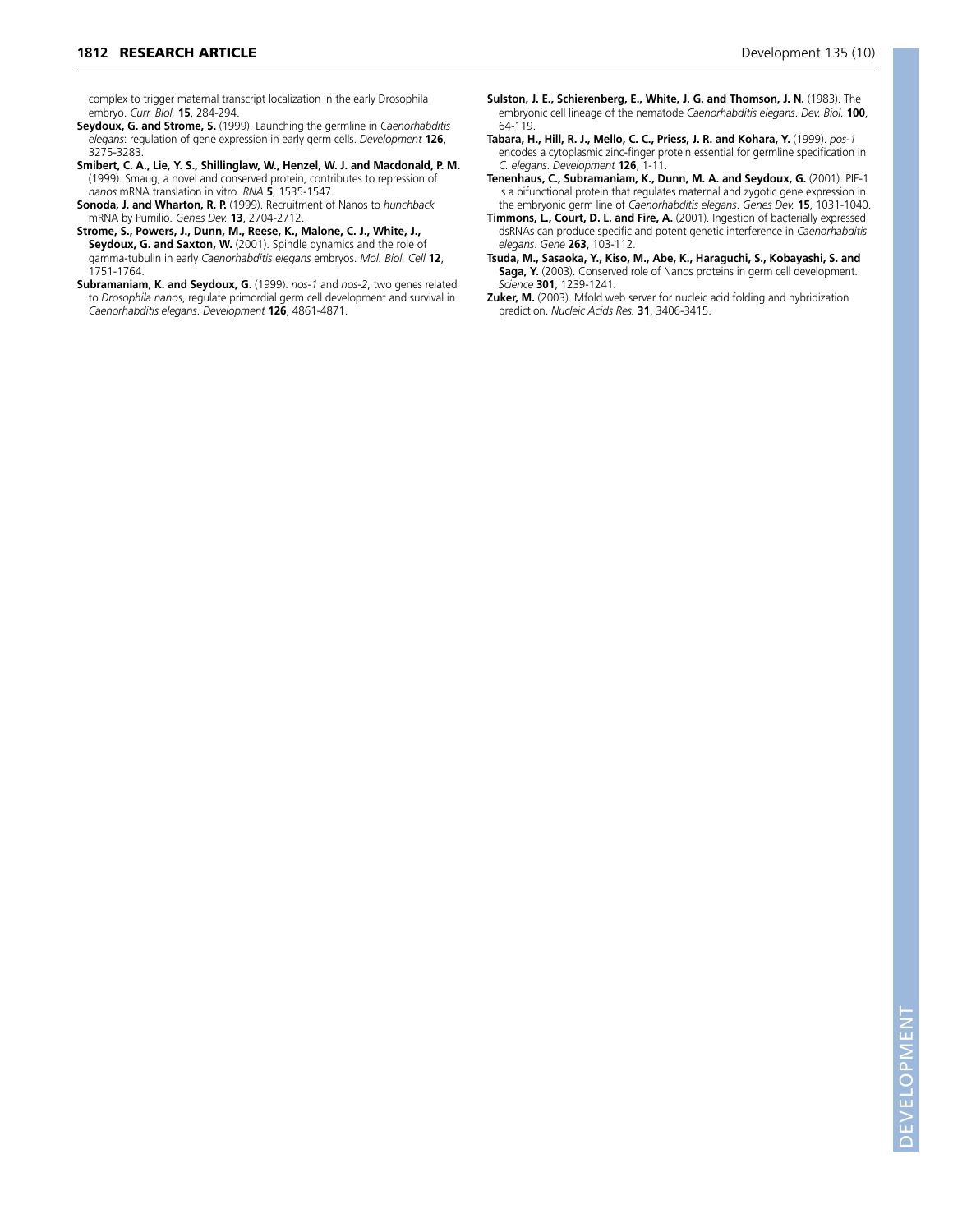complex to trigger maternal transcript localization in the early Drosophila embryo. *Curr. Biol.* **15**, 284-294.

**Seydoux, G. and Strome, S.** (1999). Launching the germline in *Caenorhabditis elegans*: regulation of gene expression in early germ cells. *Development* **126**, 3275-3283.

**Smibert, C. A., Lie, Y. S., Shillinglaw, W., Henzel, W. J. and Macdonald, P. M.** (1999). Smaug, a novel and conserved protein, contributes to repression of *nanos* mRNA translation in vitro. *RNA* **5**, 1535-1547.

**Sonoda, J. and Wharton, R. P.** (1999). Recruitment of Nanos to *hunchback* mRNA by Pumilio. *Genes Dev.* **13**, 2704-2712.

**Strome, S., Powers, J., Dunn, M., Reese, K., Malone, C. J., White, J., Seydoux, G. and Saxton, W.** (2001). Spindle dynamics and the role of gamma-tubulin in early *Caenorhabditis elegans* embryos. *Mol. Biol. Cell* **12**, 1751-1764.

**Subramaniam, K. and Seydoux, G.** (1999). *nos-1* and *nos-2*, two genes related to *Drosophila nanos*, regulate primordial germ cell development and survival in *Caenorhabditis elegans*. *Development* **126**, 4861-4871.

**Sulston, J. E., Schierenberg, E., White, J. G. and Thomson, J. N.** (1983). The embryonic cell lineage of the nematode *Caenorhabditis elegans*. *Dev. Biol.* **100**, 64-119.

**Tabara, H., Hill, R. J., Mello, C. C., Priess, J. R. and Kohara, Y.** (1999). *pos-1* encodes a cytoplasmic zinc-finger protein essential for germline specification in *C. elegans*. *Development* **126**, 1-11.

**Tenenhaus, C., Subramaniam, K., Dunn, M. A. and Seydoux, G.** (2001). PIE-1 is a bifunctional protein that regulates maternal and zygotic gene expression in the embryonic germ line of *Caenorhabditis elegans*. *Genes Dev.* **15**, 1031-1040.

**Timmons, L., Court, D. L. and Fire, A.** (2001). Ingestion of bacterially expressed dsRNAs can produce specific and potent genetic interference in *Caenorhabditis elegans*. *Gene* **263**, 103-112.

**Tsuda, M., Sasaoka, Y., Kiso, M., Abe, K., Haraguchi, S., Kobayashi, S. and Saga, Y.** (2003). Conserved role of Nanos proteins in germ cell development. *Science* **301**, 1239-1241.

**Zuker, M.** (2003). Mfold web server for nucleic acid folding and hybridization prediction. *Nucleic Acids Res.* **31**, 3406-3415.